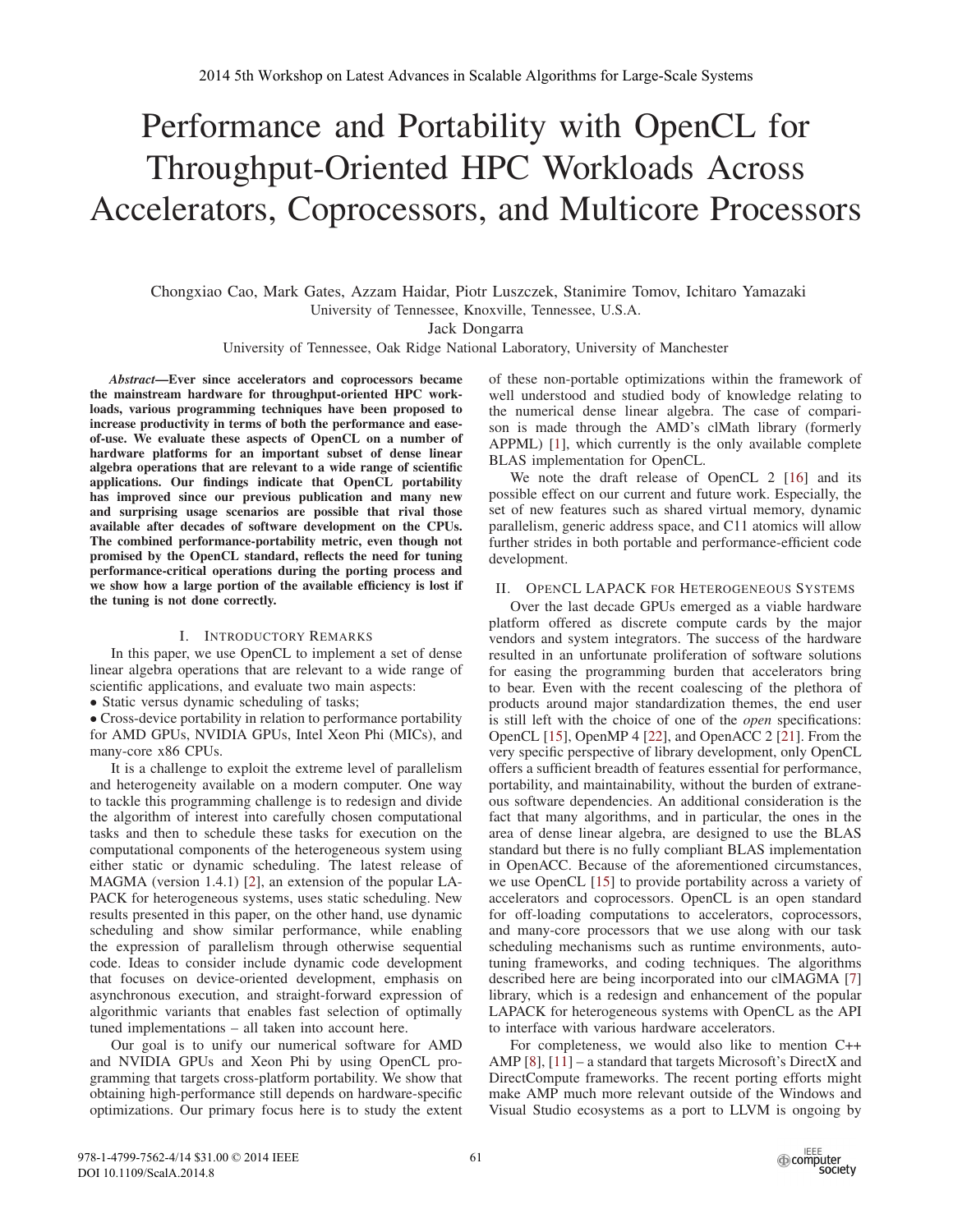# Performance and Portability with OpenCL for Throughput-Oriented HPC Workloads Across Accelerators, Coprocessors, and Multicore Processors

Chongxiao Cao, Mark Gates, Azzam Haidar, Piotr Luszczek, Stanimire Tomov, Ichitaro Yamazaki
University of Tennessee, Knoxville, Tennessee, U.S.A.
Jack Dongarra
University of Tennessee, Oak Ridge National Laboratory, University of Manchester

***Abstract*—Ever since accelerators and coprocessors became the mainstream hardware for throughput-oriented HPC workloads, various programming techniques have been proposed to increase productivity in terms of both the performance and ease-of-use. We evaluate these aspects of OpenCL on a number of hardware platforms for an important subset of dense linear algebra operations that are relevant to a wide range of scientific applications. Our findings indicate that OpenCL portability has improved since our previous publication and many new and surprising usage scenarios are possible that rival those available after decades of software development on the CPUs. The combined performance-portability metric, even though not promised by the OpenCL standard, reflects the need for tuning performance-critical operations during the porting process and we show how a large portion of the available efficiency is lost if the tuning is not done correctly.**

## I. Introductory Remarks

In this paper, we use OpenCL to implement a set of dense linear algebra operations that are relevant to a wide range of scientific applications, and evaluate two main aspects:

- Static versus dynamic scheduling of tasks;
- Cross-device portability in relation to performance portability for AMD GPUs, NVIDIA GPUs, Intel Xeon Phi (MICs), and many-core x86 CPUs.

It is a challenge to exploit the extreme level of parallelism and heterogeneity available on a modern computer. One way to tackle this programming challenge is to redesign and divide the algorithm of interest into carefully chosen computational tasks and then to schedule these tasks for execution on the computational components of the heterogeneous system using either static or dynamic scheduling. The latest release of MAGMA (version 1.4.1) [2], an extension of the popular LAPACK for heterogeneous systems, uses static scheduling. New results presented in this paper, on the other hand, use dynamic scheduling and show similar performance, while enabling the expression of parallelism through otherwise sequential code. Ideas to consider include dynamic code development that focuses on device-oriented development, emphasis on asynchronous execution, and straight-forward expression of algorithmic variants that enables fast selection of optimally tuned implementations – all taken into account here.

Our goal is to unify our numerical software for AMD and NVIDIA GPUs and Xeon Phi by using OpenCL programming that targets cross-platform portability. We show that obtaining high-performance still depends on hardware-specific optimizations. Our primary focus here is to study the extent of these non-portable optimizations within the framework of well understood and studied body of knowledge relating to the numerical dense linear algebra. The case of comparison is made through the AMD's clMath library (formerly APPML) [1], which currently is the only available complete BLAS implementation for OpenCL.

We note the draft release of OpenCL 2 [16] and its possible effect on our current and future work. Especially, the set of new features such as shared virtual memory, dynamic parallelism, generic address space, and C11 atomics will allow further strides in both portable and performance-efficient code development.

## II. OpenCL LAPACK for Heterogeneous Systems

Over the last decade GPUs emerged as a viable hardware platform offered as discrete compute cards by the major vendors and system integrators. The success of the hardware resulted in an unfortunate proliferation of software solutions for easing the programming burden that accelerators bring to bear. Even with the recent coalescing of the plethora of products around major standardization themes, the end user is still left with the choice of one of the *open* specifications: OpenCL [15], OpenMP 4 [22], and OpenACC 2 [21]. From the very specific perspective of library development, only OpenCL offers a sufficient breadth of features essential for performance, portability, and maintainability, without the burden of extraneous software dependencies. An additional consideration is the fact that many algorithms, and in particular, the ones in the area of dense linear algebra, are designed to use the BLAS standard but there is no fully compliant BLAS implementation in OpenACC. Because of the aforementioned circumstances, we use OpenCL [15] to provide portability across a variety of accelerators and coprocessors. OpenCL is an open standard for off-loading computations to accelerators, coprocessors, and many-core processors that we use along with our task scheduling mechanisms such as runtime environments, auto-tuning frameworks, and coding techniques. The algorithms described here are being incorporated into our clMAGMA [7] library, which is a redesign and enhancement of the popular LAPACK for heterogeneous systems with OpenCL as the API to interface with various hardware accelerators.

For completeness, we would also like to mention C++ AMP [8], [11] – a standard that targets Microsoft's DirectX and DirectCompute frameworks. The recent porting efforts might make AMP much more relevant outside of the Windows and Visual Studio ecosystems as a port to LLVM is ongoing by

978-1-4799-7562-4/14 $31.00 © 2014 IEEE
DOI 10.1109/ScalA.2014.8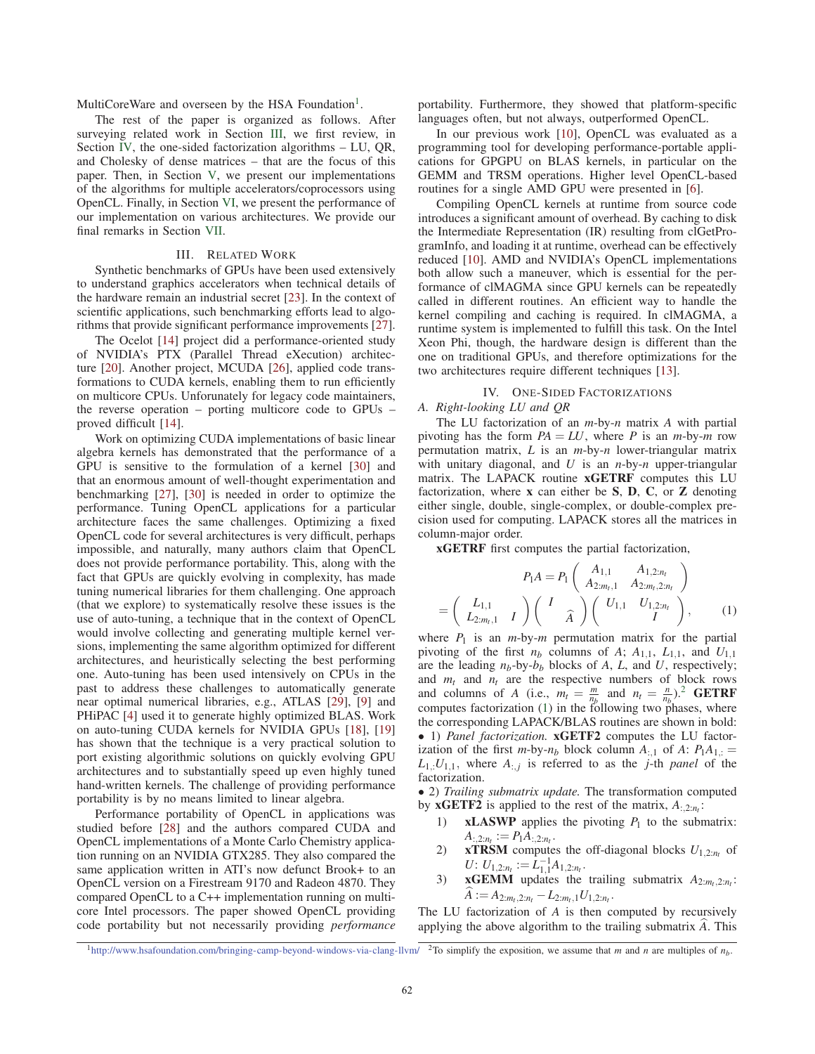MultiCoreWare and overseen by the HSA Foundation[1].

The rest of the paper is organized as follows. After surveying related work in Section III, we first review, in Section IV, the one-sided factorization algorithms – LU, QR, and Cholesky of dense matrices – that are the focus of this paper. Then, in Section V, we present our implementations of the algorithms for multiple accelerators/coprocessors using OpenCL. Finally, in Section VI, we present the performance of our implementation on various architectures. We provide our final remarks in Section VII.

## III. Related Work

Synthetic benchmarks of GPUs have been used extensively to understand graphics accelerators when technical details of the hardware remain an industrial secret [23]. In the context of scientific applications, such benchmarking efforts lead to algorithms that provide significant performance improvements [27].

The Ocelot [14] project did a performance-oriented study of NVIDIA's PTX (Parallel Thread eXecution) architecture [20]. Another project, MCUDA [26], applied code transformations to CUDA kernels, enabling them to run efficiently on multicore CPUs. Unforunately for legacy code maintainers, the reverse operation – porting multicore code to GPUs – proved difficult [14].

Work on optimizing CUDA implementations of basic linear algebra kernels has demonstrated that the performance of a GPU is sensitive to the formulation of a kernel [30] and that an enormous amount of well-thought experimentation and benchmarking [27], [30] is needed in order to optimize the performance. Tuning OpenCL applications for a particular architecture faces the same challenges. Optimizing a fixed OpenCL code for several architectures is very difficult, perhaps impossible, and naturally, many authors claim that OpenCL does not provide performance portability. This, along with the fact that GPUs are quickly evolving in complexity, has made tuning numerical libraries for them challenging. One approach (that we explore) to systematically resolve these issues is the use of auto-tuning, a technique that in the context of OpenCL would involve collecting and generating multiple kernel versions, implementing the same algorithm optimized for different architectures, and heuristically selecting the best performing one. Auto-tuning has been used intensively on CPUs in the past to address these challenges to automatically generate near optimal numerical libraries, e.g., ATLAS [29], [9] and PHiPAC [4] used it to generate highly optimized BLAS. Work on auto-tuning CUDA kernels for NVIDIA GPUs [18], [19] has shown that the technique is a very practical solution to port existing algorithmic solutions on quickly evolving GPU architectures and to substantially speed up even highly tuned hand-written kernels. The challenge of providing performance portability is by no means limited to linear algebra.

Performance portability of OpenCL in applications was studied before [28] and the authors compared CUDA and OpenCL implementations of a Monte Carlo Chemistry application running on an NVIDIA GTX285. They also compared the same application written in ATI's now defunct Brook+ to an OpenCL version on a Firestream 9170 and Radeon 4870. They compared OpenCL to a C++ implementation running on multi-core Intel processors. The paper showed OpenCL providing code portability but not necessarily providing *performance* portability. Furthermore, they showed that platform-specific languages often, but not always, outperformed OpenCL.

In our previous work [10], OpenCL was evaluated as a programming tool for developing performance-portable applications for GPGPU on BLAS kernels, in particular on the GEMM and TRSM operations. Higher level OpenCL-based routines for a single AMD GPU were presented in [6].

Compiling OpenCL kernels at runtime from source code introduces a significant amount of overhead. By caching to disk the Intermediate Representation (IR) resulting from clGetProgramInfo, and loading it at runtime, overhead can be effectively reduced [10]. AMD and NVIDIA's OpenCL implementations both allow such a maneuver, which is essential for the performance of clMAGMA since GPU kernels can be repeatedly called in different routines. An efficient way to handle the kernel compiling and caching is required. In clMAGMA, a runtime system is implemented to fulfill this task. On the Intel Xeon Phi, though, the hardware design is different than the one on traditional GPUs, and therefore optimizations for the two architectures require different techniques [13].

## IV. One-Sided Factorizations

### *A. Right-looking LU and QR*

The LU factorization of an $m$-by-$n$ matrix $A$ with partial pivoting has the form $PA = LU$, where $P$ is an $m$-by-$m$ row permutation matrix, $L$ is an $m$-by-$n$ lower-triangular matrix with unitary diagonal, and $U$ is an $n$-by-$n$ upper-triangular matrix. The LAPACK routine **xGETRF** computes this LU factorization, where **x** can either be **S**, **D**, **C**, or **Z** denoting either single, double, single-complex, or double-complex precision used for computing. LAPACK stores all the matrices in column-major order.

**xGETRF** first computes the partial factorization,

$$P_1 A = P_1 \begin{pmatrix} A_{1,1} & A_{1,2:n_t} \\ A_{2:m_t,1} & A_{2:m_t,2:n_t} \end{pmatrix}$$
$$= \begin{pmatrix} L_{1,1} & \\ L_{2:m_t,1} & I \end{pmatrix} \begin{pmatrix} I & \\ & \widehat{A} \end{pmatrix} \begin{pmatrix} U_{1,1} & U_{1,2:n_t} \\ & I \end{pmatrix}, \qquad (1)$$

where $P_1$ is an $m$-by-$m$ permutation matrix for the partial pivoting of the first $n_b$ columns of $A$; $A_{1,1}$, $L_{1,1}$, and $U_{1,1}$ are the leading $n_b$-by-$b_b$ blocks of $A$, $L$, and $U$, respectively; and $m_t$ and $n_t$ are the respective numbers of block rows and columns of $A$ (i.e., $m_t = \frac{m}{n_b}$ and $n_t = \frac{n}{n_b}$).[2] **GETRF** computes factorization (1) in the following two phases, where the corresponding LAPACK/BLAS routines are shown in bold:

- 1) *Panel factorization.* **xGETF2** computes the LU factorization of the first $m$-by-$n_b$ block column $A_{:,1}$ of $A$: $P_1 A_{1,:} = L_{1,:} U_{1,1}$, where $A_{:,j}$ is referred to as the $j$-th *panel* of the factorization.
- 2) *Trailing submatrix update.* The transformation computed by **xGETF2** is applied to the rest of the matrix, $A_{:,2:n_t}$:
  1) **xLASWP** applies the pivoting $P_1$ to the submatrix: $A_{:,2:n_t} := P_1 A_{:,2:n_t}$.
  2) **xTRSM** computes the off-diagonal blocks $U_{1,2:n_t}$ of $U$: $U_{1,2:n_t} := L_{1,1}^{-1} A_{1,2:n_t}$.
  3) **xGEMM** updates the trailing submatrix $A_{2:m_t,2:n_t}$: $\widehat{A} := A_{2:m_t,2:n_t} - L_{2:m_t,1} U_{1,2:n_t}$.

The LU factorization of $A$ is then computed by recursively applying the above algorithm to the trailing submatrix $\widehat{A}$. This

[1] http://www.hsafoundation.com/bringing-camp-beyond-windows-via-clang-llvm/

[2] To simplify the exposition, we assume that $m$ and $n$ are multiples of $n_b$.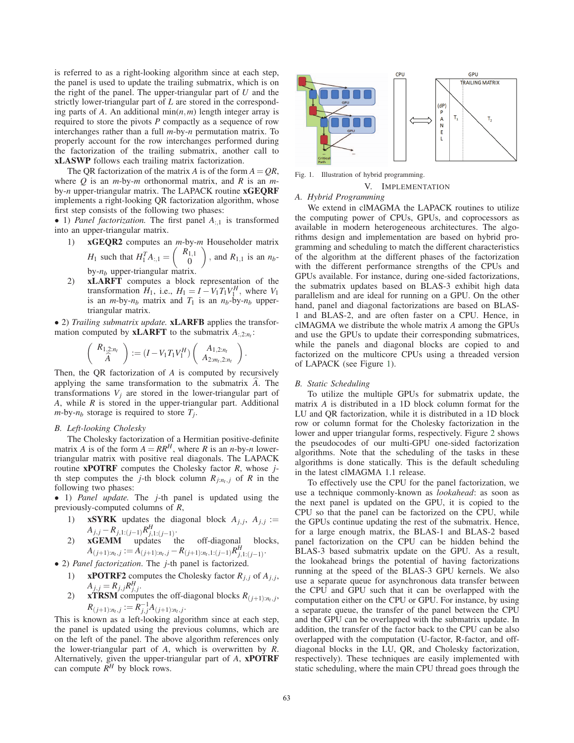is referred to as a right-looking algorithm since at each step, the panel is used to update the trailing submatrix, which is on the right of the panel. The upper-triangular part of $U$ and the strictly lower-triangular part of $L$ are stored in the corresponding parts of $A$. An additional $\min(n,m)$ length integer array is required to store the pivots $P$ compactly as a sequence of row interchanges rather than a full $m$-by-$n$ permutation matrix. To properly account for the row interchanges performed during the factorization of the trailing submatrix, another call to **xLASWP** follows each trailing matrix factorization.

The QR factorization of the matrix $A$ is of the form $A = QR$, where $Q$ is an $m$-by-$m$ orthonormal matrix, and $R$ is an $m$-by-$n$ upper-triangular matrix. The LAPACK routine **xGEQRF** implements a right-looking QR factorization algorithm, whose first step consists of the following two phases:

• 1) *Panel factorization.* The first panel $A_{:,1}$ is transformed into an upper-triangular matrix.

1) **xGEQR2** computes an $m$-by-$m$ Householder matrix $H_1$ such that $H_1^T A_{:,1} = \begin{pmatrix} R_{1,1} \\ 0 \end{pmatrix}$, and $R_{1,1}$ is an $n_b$-by-$n_b$ upper-triangular matrix.
2) **xLARFT** computes a block representation of the transformation $H_1$, i.e., $H_1 = I - V_1 T_1 V_1^H$, where $V_1$ is an $m$-by-$n_b$ matrix and $T_1$ is an $n_b$-by-$n_b$ upper-triangular matrix.

• 2) *Trailing submatrix update.* **xLARFB** applies the transformation computed by **xLARFT** to the submatrix $A_{:,2:n_t}$:

$$\begin{pmatrix} R_{1,2:n_t} \\ \widehat{A} \end{pmatrix} := (I - V_1 T_1 V_1^H) \begin{pmatrix} A_{1,2:n_t} \\ A_{2:m_t,2:n_t} \end{pmatrix}.$$

Then, the QR factorization of $A$ is computed by recursively applying the same transformation to the submatrix $\widehat{A}$. The transformations $V_j$ are stored in the lower-triangular part of $A$, while $R$ is stored in the upper-triangular part. Additional $m$-by-$n_b$ storage is required to store $T_j$.

### B. Left-looking Cholesky

The Cholesky factorization of a Hermitian positive-definite matrix $A$ is of the form $A = RR^H$, where $R$ is an $n$-by-$n$ lower-triangular matrix with positive real diagonals. The LAPACK routine **xPOTRF** computes the Cholesky factor $R$, whose $j$-th step computes the $j$-th block column $R_{j:n_t,j}$ of $R$ in the following two phases:

• 1) *Panel update.* The $j$-th panel is updated using the previously-computed columns of $R$,

1) **xSYRK** updates the diagonal block $A_{j,j}$, $A_{j,j} := A_{j,j} - R_{j,1:(j-1)} R_{j,1:(j-1)}^H$.
2) **xGEMM** updates the off-diagonal blocks, $A_{(j+1):n_t,j} := A_{(j+1):n_t,j} - R_{(j+1):n_t,1:(j-1)} R_{j,1:(j-1)}^H$.

• 2) *Panel factorization.* The $j$-th panel is factorized.

1) **xPOTRF2** computes the Cholesky factor $R_{j,j}$ of $A_{j,j}$, $A_{j,j} = R_{j,j} R_{j,j}^H$.
2) **xTRSM** computes the off-diagonal blocks $R_{(j+1):n_t,j}$, $R_{(j+1):n_t,j} := R_{j,j}^{-1} A_{(j+1):n_t,j}$.

This is known as a left-looking algorithm since at each step, the panel is updated using the previous columns, which are on the left of the panel. The above algorithm references only the lower-triangular part of $A$, which is overwritten by $R$. Alternatively, given the upper-triangular part of $A$, **xPOTRF** can compute $R^H$ by block rows.

Fig. 1. Illustration of hybrid programming.

## V. Implementation

### A. Hybrid Programming

We extend in clMAGMA the LAPACK routines to utilize the computing power of CPUs, GPUs, and coprocessors as available in modern heterogeneous architectures. The algorithms design and implementation are based on hybrid programming and scheduling to match the different characteristics of the algorithm at the different phases of the factorization with the different performance strengths of the CPUs and GPUs available. For instance, during one-sided factorizations, the submatrix updates based on BLAS-3 exhibit high data parallelism and are ideal for running on a GPU. On the other hand, panel and diagonal factorizations are based on BLAS-1 and BLAS-2, and are often faster on a CPU. Hence, in clMAGMA we distribute the whole matrix $A$ among the GPUs and use the GPUs to update their corresponding submatrices, while the panels and diagonal blocks are copied to and factorized on the multicore CPUs using a threaded version of LAPACK (see Figure 1).

### B. Static Scheduling

To utilize the multiple GPUs for submatrix update, the matrix $A$ is distributed in a 1D block column format for the LU and QR factorization, while it is distributed in a 1D block row or column format for the Cholesky factorization in the lower and upper triangular forms, respectively. Figure 2 shows the pseudocodes of our multi-GPU one-sided factorization algorithms. Note that the scheduling of the tasks in these algorithms is done statically. This is the default scheduling in the latest clMAGMA 1.1 release.

To effectively use the CPU for the panel factorization, we use a technique commonly-known as *lookahead*: as soon as the next panel is updated on the GPU, it is copied to the CPU so that the panel can be factorized on the CPU, while the GPUs continue updating the rest of the submatrix. Hence, for a large enough matrix, the BLAS-1 and BLAS-2 based panel factorization on the CPU can be hidden behind the BLAS-3 based submatrix update on the GPU. As a result, the lookahead brings the potential of having factorizations running at the speed of the BLAS-3 GPU kernels. We also use a separate queue for asynchronous data transfer between the CPU and GPU such that it can be overlapped with the computation either on the CPU or GPU. For instance, by using a separate queue, the transfer of the panel between the CPU and the GPU can be overlapped with the submatrix update. In addition, the transfer of the factor back to the CPU can be also overlapped with the computation (U-factor, R-factor, and off-diagonal blocks in the LU, QR, and Cholesky factorization, respectively). These techniques are easily implemented with static scheduling, where the main CPU thread goes through the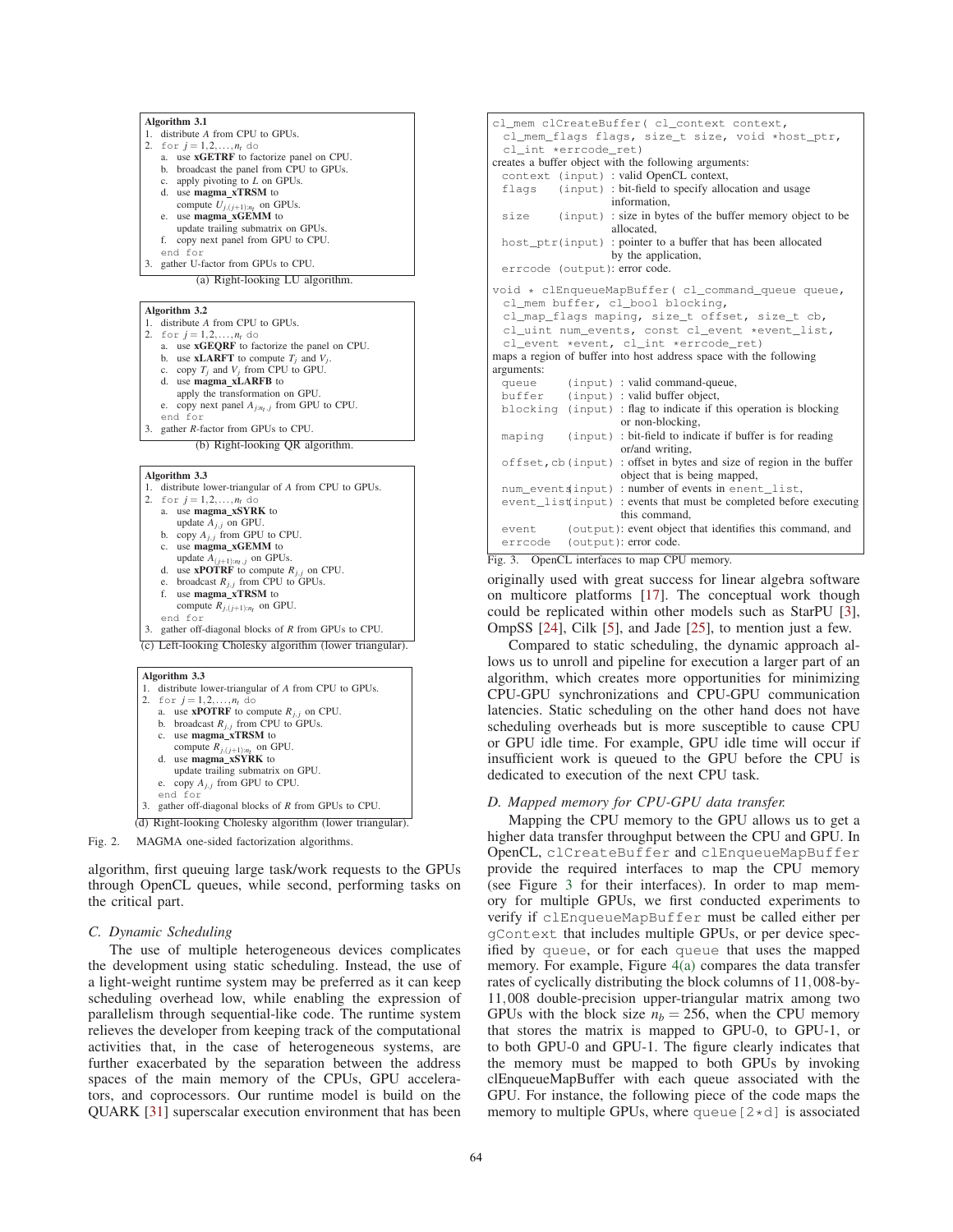**Algorithm 3.1**

1. distribute $A$ from CPU to GPUs.
2. for $j = 1, 2, \ldots, n_t$ do
   a. use **xGETRF** to factorize panel on CPU.
   b. broadcast the panel from CPU to GPUs.
   c. apply pivoting to $L$ on GPUs.
   d. use **magma_xTRSM** to compute $U_{j,(j+1):n_t}$ on GPUs.
   e. use **magma_xGEMM** to update trailing submatrix on GPUs.
   f. copy next panel from GPU to CPU.
   end for
3. gather U-factor from GPUs to CPU.

(a) Right-looking LU algorithm.

**Algorithm 3.2**

1. distribute $A$ from CPU to GPUs.
2. for $j = 1, 2, \ldots, n_t$ do
   a. use **xGEQRF** to factorize the panel on CPU.
   b. use **xLARFT** to compute $T_j$ and $V_j$.
   c. copy $T_j$ and $V_j$ from CPU to GPU.
   d. use **magma_xLARFB** to apply the transformation on GPU.
   e. copy next panel $A_{j:n_t,j}$ from GPU to CPU.
   end for
3. gather $R$-factor from GPUs to CPU.

(b) Right-looking QR algorithm.

**Algorithm 3.3**

1. distribute lower-triangular of $A$ from CPU to GPUs.
2. for $j = 1, 2, \ldots, n_t$ do
   a. use **magma_xSYRK** to update $A_{j,j}$ on GPU.
   b. copy $A_{j,j}$ from GPU to CPU.
   c. use **magma_xGEMM** to update $A_{(j+1):n_t,j}$ on GPUs.
   d. use **xPOTRF** to compute $R_{j,j}$ on CPU.
   e. broadcast $R_{j,j}$ from CPU to GPUs.
   f. use **magma_xTRSM** to compute $R_{j,(j+1):n_t}$ on GPU.
   end for
3. gather off-diagonal blocks of $R$ from GPUs to CPU.

(c) Left-looking Cholesky algorithm (lower triangular).

**Algorithm 3.3**

1. distribute lower-triangular of $A$ from CPU to GPUs.
2. for $j = 1, 2, \ldots, n_t$ do
   a. use **xPOTRF** to compute $R_{j,j}$ on CPU.
   b. broadcast $R_{j,j}$ from CPU to GPUs.
   c. use **magma_xTRSM** to compute $R_{j,(j+1):n_t}$ on GPU.
   d. use **magma_xSYRK** to update trailing submatrix on GPU.
   e. copy $A_{j,j}$ from GPU to CPU.
   end for
3. gather off-diagonal blocks of $R$ from GPUs to CPU.

(d) Right-looking Cholesky algorithm (lower triangular).

Fig. 2. MAGMA one-sided factorization algorithms.

algorithm, first queuing large task/work requests to the GPUs through OpenCL queues, while second, performing tasks on the critical part.

### C. Dynamic Scheduling

The use of multiple heterogeneous devices complicates the development using static scheduling. Instead, the use of a light-weight runtime system may be preferred as it can keep scheduling overhead low, while enabling the expression of parallelism through sequential-like code. The runtime system relieves the developer from keeping track of the computational activities that, in the case of heterogeneous systems, are further exacerbated by the separation between the address spaces of the main memory of the CPUs, GPU accelerators, and coprocessors. Our runtime model is build on the QUARK [31] superscalar execution environment that has been originally used with great success for linear algebra software on multicore platforms [17]. The conceptual work though could be replicated within other models such as StarPU [3], OmpSS [24], Cilk [5], and Jade [25], to mention just a few.

Compared to static scheduling, the dynamic approach allows us to unroll and pipeline for execution a larger part of an algorithm, which creates more opportunities for minimizing CPU-GPU synchronizations and CPU-GPU communication latencies. Static scheduling on the other hand does not have scheduling overheads but is more susceptible to cause CPU or GPU idle time. For example, GPU idle time will occur if insufficient work is queued to the GPU before the CPU is dedicated to execution of the next CPU task.

```
cl_mem clCreateBuffer( cl_context context,
  cl_mem_flags flags, size_t size, void *host_ptr,
  cl_int *errcode_ret)
```

creates a buffer object with the following arguments:

- `context (input)` : valid OpenCL context,
- `flags (input)` : bit-field to specify allocation and usage information,
- `size (input)` : size in bytes of the buffer memory object to be allocated,
- `host_ptr(input)` : pointer to a buffer that has been allocated by the application,
- `errcode (output)`: error code.

```
void * clEnqueueMapBuffer( cl_command_queue queue,
  cl_mem buffer, cl_bool blocking,
  cl_map_flags maping, size_t offset, size_t cb,
  cl_uint num_events, const cl_event *event_list,
  cl_event *event, cl_int *errcode_ret)
```

maps a region of buffer into host address space with the following arguments:

- `queue (input)` : valid command-queue,
- `buffer (input)` : valid buffer object,
- `blocking (input)` : flag to indicate if this operation is blocking or non-blocking,
- `maping (input)` : bit-field to indicate if buffer is for reading or/and writing,
- `offset,cb (input)` : offset in bytes and size of region in the buffer object that is being mapped,
- `num_events(input)` : number of events in `enent_list`,
- `event_list(input)` : events that must be completed before executing this command,
- `event (output)`: event object that identifies this command, and
- `errcode (output)`: error code.

Fig. 3. OpenCL interfaces to map CPU memory.

### D. Mapped memory for CPU-GPU data transfer.

Mapping the CPU memory to the GPU allows us to get a higher data transfer throughput between the CPU and GPU. In OpenCL, `clCreateBuffer` and `clEnqueueMapBuffer` provide the required interfaces to map the CPU memory (see Figure 3 for their interfaces). In order to map memory for multiple GPUs, we first conducted experiments to verify if `clEnqueueMapBuffer` must be called either per `gContext` that includes multiple GPUs, or per device specified by `queue`, or for each `queue` that uses the mapped memory. For example, Figure 4(a) compares the data transfer rates of cyclically distributing the block columns of 11,008-by-11,008 double-precision upper-triangular matrix among two GPUs with the block size $n_b = 256$, when the CPU memory that stores the matrix is mapped to GPU-0, to GPU-1, or to both GPU-0 and GPU-1. The figure clearly indicates that the memory must be mapped to both GPUs by invoking clEnqueueMapBuffer with each queue associated with the GPU. For instance, the following piece of the code maps the memory to multiple GPUs, where `queue[2*d]` is associated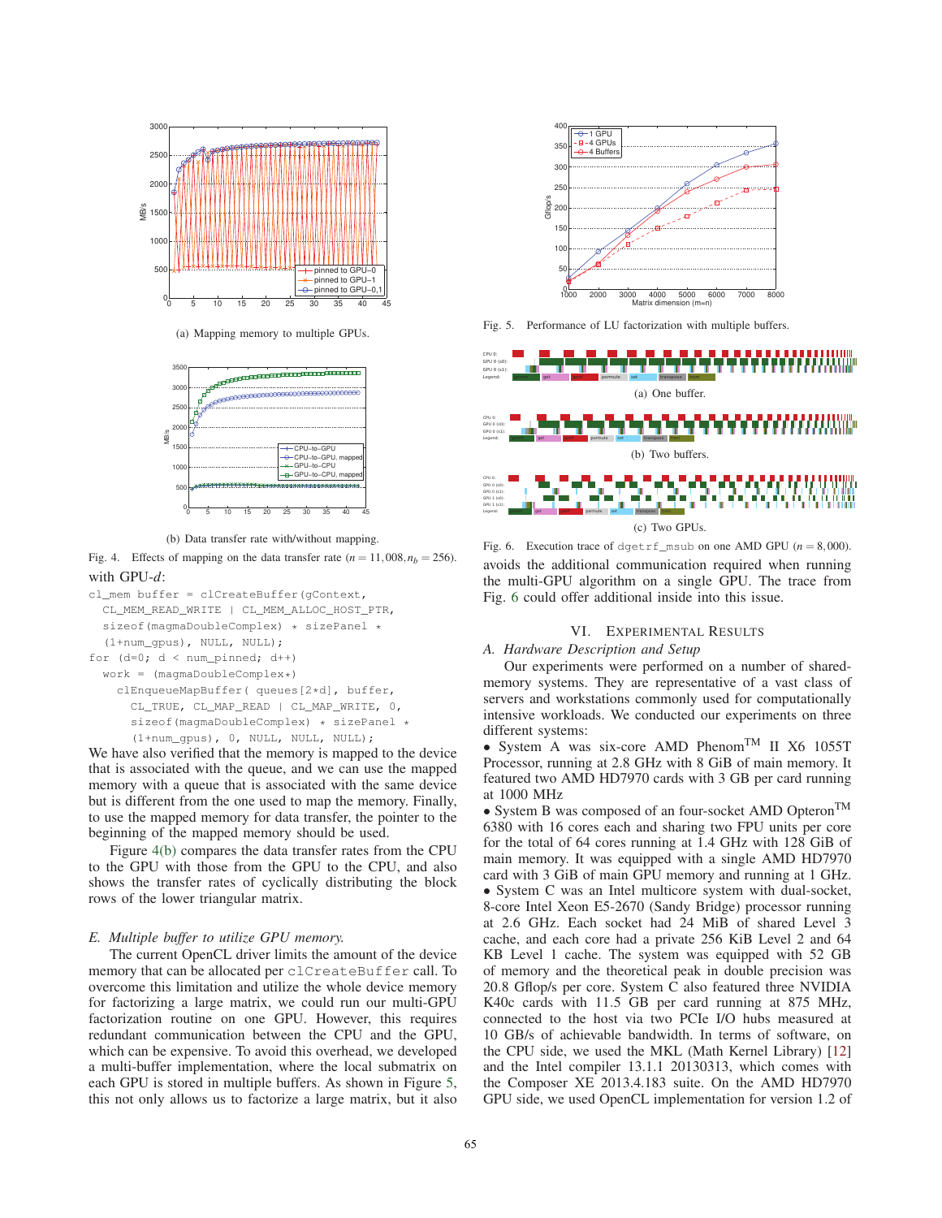(a) Mapping memory to multiple GPUs.

(b) Data transfer rate with/without mapping.

Fig. 4. Effects of mapping on the data transfer rate ($n = 11,008, n_b = 256$).

with GPU-$d$:

```
cl_mem buffer = clCreateBuffer(gContext,
  CL_MEM_READ_WRITE | CL_MEM_ALLOC_HOST_PTR,
  sizeof(magmaDoubleComplex) * sizePanel *
  (1+num_gpus), NULL, NULL);
for (d=0; d < num_pinned; d++)
  work = (magmaDoubleComplex*)
    clEnqueueMapBuffer( queues[2*d], buffer,
      CL_TRUE, CL_MAP_READ | CL_MAP_WRITE, 0,
      sizeof(magmaDoubleComplex) * sizePanel *
      (1+num_gpus), 0, NULL, NULL, NULL);
```

We have also verified that the memory is mapped to the device that is associated with the queue, and we can use the mapped memory with a queue that is associated with the same device but is different from the one used to map the memory. Finally, to use the mapped memory for data transfer, the pointer to the beginning of the mapped memory should be used.

Figure 4(b) compares the data transfer rates from the CPU to the GPU with those from the GPU to the CPU, and also shows the transfer rates of cyclically distributing the block rows of the lower triangular matrix.

### E. Multiple buffer to utilize GPU memory.

The current OpenCL driver limits the amount of the device memory that can be allocated per `clCreateBuffer` call. To overcome this limitation and utilize the whole device memory for factorizing a large matrix, we could run our multi-GPU factorization routine on one GPU. However, this requires redundant communication between the CPU and the GPU, which can be expensive. To avoid this overhead, we developed a multi-buffer implementation, where the local submatrix on each GPU is stored in multiple buffers. As shown in Figure 5, this not only allows us to factorize a large matrix, but it also avoids the additional communication required when running the multi-GPU algorithm on a single GPU. The trace from Fig. 6 could offer additional inside into this issue.

Fig. 5. Performance of LU factorization with multiple buffers.

(a) One buffer.

(b) Two buffers.

(c) Two GPUs.

Fig. 6. Execution trace of `dgetrf_msub` on one AMD GPU ($n = 8,000$).

## VI. Experimental Results

### A. Hardware Description and Setup

Our experiments were performed on a number of shared-memory systems. They are representative of a vast class of servers and workstations commonly used for computationally intensive workloads. We conducted our experiments on three different systems:

- System A was six-core AMD Phenom™ II X6 1055T Processor, running at 2.8 GHz with 8 GiB of main memory. It featured two AMD HD7970 cards with 3 GB per card running at 1000 MHz
- System B was composed of an four-socket AMD Opteron™ 6380 with 16 cores each and sharing two FPU units per core for the total of 64 cores running at 1.4 GHz with 128 GiB of main memory. It was equipped with a single AMD HD7970 card with 3 GiB of main GPU memory and running at 1 GHz.
- System C was an Intel multicore system with dual-socket, 8-core Intel Xeon E5-2670 (Sandy Bridge) processor running at 2.6 GHz. Each socket had 24 MiB of shared Level 3 cache, and each core had a private 256 KiB Level 2 and 64 KB Level 1 cache. The system was equipped with 52 GB of memory and the theoretical peak in double precision was 20.8 Gflop/s per core. System C also featured three NVIDIA K40c cards with 11.5 GB per card running at 875 MHz, connected to the host via two PCIe I/O hubs measured at 10 GB/s of achievable bandwidth. In terms of software, on the CPU side, we used the MKL (Math Kernel Library) [12] and the Intel compiler 13.1.1 20130313, which comes with the Composer XE 2013.4.183 suite. On the AMD HD7970 GPU side, we used OpenCL implementation for version 1.2 of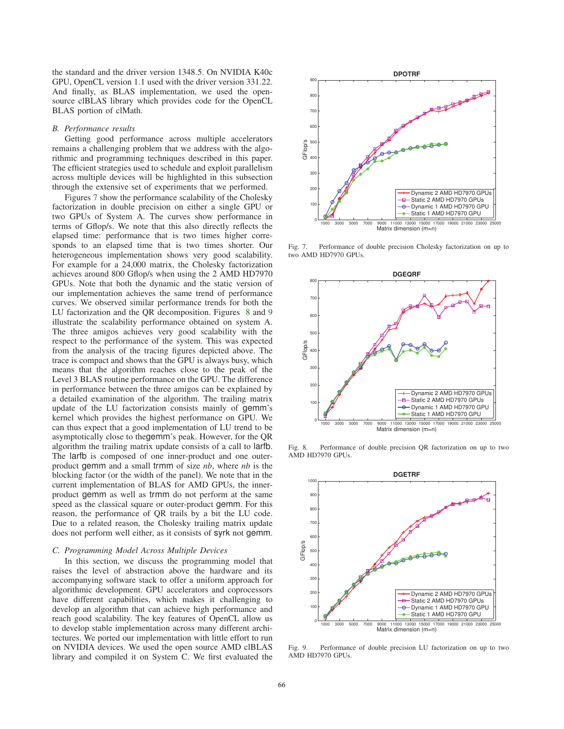the standard and the driver version 1348.5. On NVIDIA K40c GPU, OpenCL version 1.1 used with the driver version 331.22. And finally, as BLAS implementation, we used the open-source clBLAS library which provides code for the OpenCL BLAS portion of clMath.

### *B. Performance results*

Getting good performance across multiple accelerators remains a challenging problem that we address with the algorithmic and programming techniques described in this paper. The efficient strategies used to schedule and exploit parallelism across multiple devices will be highlighted in this subsection through the extensive set of experiments that we performed.

Figures 7 show the performance scalability of the Cholesky factorization in double precision on either a single GPU or two GPUs of System A. The curves show performance in terms of Gflop/s. We note that this also directly reflects the elapsed time: performance that is two times higher corresponds to an elapsed time that is two times shorter. Our heterogeneous implementation shows very good scalability. For example for a 24,000 matrix, the Cholesky factorization achieves around 800 Gflop/s when using the 2 AMD HD7970 GPUs. Note that both the dynamic and the static version of our implementation achieves the same trend of performance curves. We observed similar performance trends for both the LU factorization and the QR decomposition. Figures 8 and 9 illustrate the scalability performance obtained on system A. The three amigos achieves very good scalability with the respect to the performance of the system. This was expected from the analysis of the tracing figures depicted above. The trace is compact and shows that the GPU is always busy, which means that the algorithm reaches close to the peak of the Level 3 BLAS routine performance on the GPU. The difference in performance between the three amigos can be explained by a detailed examination of the algorithm. The trailing matrix update of the LU factorization consists mainly of gemm's kernel which provides the highest performance on GPU. We can thus expect that a good implementation of LU trend to be asymptotically close to thegemm's peak. However, for the QR algorithm the trailing matrix update consists of a call to larfb. The larfb is composed of one inner-product and one outer-product gemm and a small trmm of size *nb*, where *nb* is the blocking factor (or the width of the panel). We note that in the current implementation of BLAS for AMD GPUs, the inner-product gemm as well as trmm do not perform at the same speed as the classical square or outer-product gemm. For this reason, the performance of QR trails by a bit the LU code. Due to a related reason, the Cholesky trailing matrix update does not perform well either, as it consists of syrk not gemm.

### *C. Programming Model Across Multiple Devices*

In this section, we discuss the programming model that raises the level of abstraction above the hardware and its accompanying software stack to offer a uniform approach for algorithmic development. GPU accelerators and coprocessors have different capabilities, which makes it challenging to develop an algorithm that can achieve high performance and reach good scalability. The key features of OpenCL allow us to develop stable implementation across many different architectures. We ported our implementation with little effort to run on NVIDIA devices. We used the open source AMD clBLAS library and compiled it on System C. We first evaluated the

Fig. 7. Performance of double precision Cholesky factorization on up to two AMD HD7970 GPUs.

Fig. 8. Performance of double precision QR factorization on up to two AMD HD7970 GPUs.

Fig. 9. Performance of double precision LU factorization on up to two AMD HD7970 GPUs.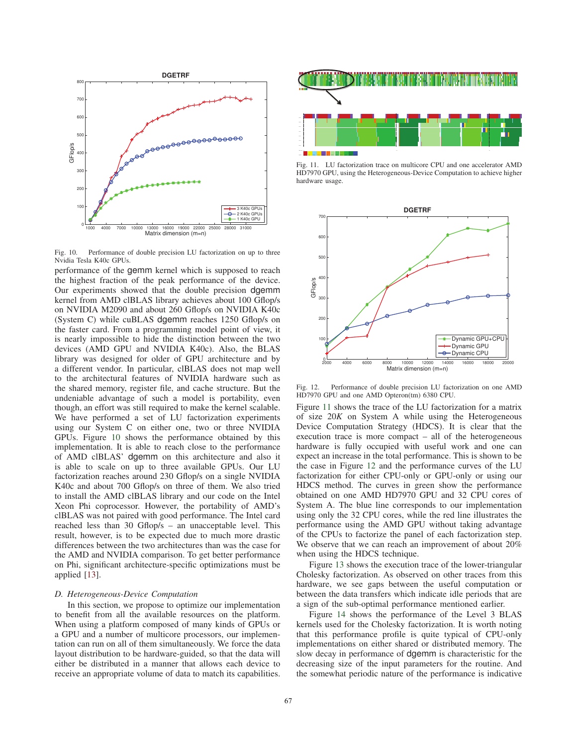Fig. 10. Performance of double precision LU factorization on up to three Nvidia Tesla K40c GPUs.

performance of the gemm kernel which is supposed to reach the highest fraction of the peak performance of the device. Our experiments showed that the double precision dgemm kernel from AMD clBLAS library achieves about 100 Gflop/s on NVIDIA M2090 and about 260 Gflop/s on NVIDIA K40c (System C) while cuBLAS dgemm reaches 1250 Gflop/s on the faster card. From a programming model point of view, it is nearly impossible to hide the distinction between the two devices (AMD GPU and NVIDIA K40c). Also, the BLAS library was designed for older of GPU architecture and by a different vendor. In particular, clBLAS does not map well to the architectural features of NVIDIA hardware such as the shared memory, register file, and cache structure. But the undeniable advantage of such a model is portability, even though, an effort was still required to make the kernel scalable. We have performed a set of LU factorization experiments using our System C on either one, two or three NVIDIA GPUs. Figure 10 shows the performance obtained by this implementation. It is able to reach close to the performance of AMD clBLAS' dgemm on this architecture and also it is able to scale on up to three available GPUs. Our LU factorization reaches around 230 Gflop/s on a single NVIDIA K40c and about 700 Gflop/s on three of them. We also tried to install the AMD clBLAS library and our code on the Intel Xeon Phi coprocessor. However, the portability of AMD's clBLAS was not paired with good performance. The Intel card reached less than 30 Gflop/s – an unacceptable level. This result, however, is to be expected due to much more drastic differences between the two architectures than was the case for the AMD and NVIDIA comparison. To get better performance on Phi, significant architecture-specific optimizations must be applied [13].

### *D. Heterogeneous-Device Computation*

In this section, we propose to optimize our implementation to benefit from all the available resources on the platform. When using a platform composed of many kinds of GPUs or a GPU and a number of multicore processors, our implementation can run on all of them simultaneously. We force the data layout distribution to be hardware-guided, so that the data will either be distributed in a manner that allows each device to receive an appropriate volume of data to match its capabilities.

Fig. 11. LU factorization trace on multicore CPU and one accelerator AMD HD7970 GPU, using the Heterogeneous-Device Computation to achieve higher hardware usage.

Fig. 12. Performance of double precision LU factorization on one AMD HD7970 GPU and one AMD Opteron(tm) 6380 CPU.

Figure 11 shows the trace of the LU factorization for a matrix of size $20K$ on System A while using the Heterogeneous Device Computation Strategy (HDCS). It is clear that the execution trace is more compact – all of the heterogeneous hardware is fully occupied with useful work and one can expect an increase in the total performance. This is shown to be the case in Figure 12 and the performance curves of the LU factorization for either CPU-only or GPU-only or using our HDCS method. The curves in green show the performance obtained on one AMD HD7970 GPU and 32 CPU cores of System A. The blue line corresponds to our implementation using only the 32 CPU cores, while the red line illustrates the performance using the AMD GPU without taking advantage of the CPUs to factorize the panel of each factorization step. We observe that we can reach an improvement of about 20% when using the HDCS technique.

Figure 13 shows the execution trace of the lower-triangular Cholesky factorization. As observed on other traces from this hardware, we see gaps between the useful computation or between the data transfers which indicate idle periods that are a sign of the sub-optimal performance mentioned earlier.

Figure 14 shows the performance of the Level 3 BLAS kernels used for the Cholesky factorization. It is worth noting that this performance profile is quite typical of CPU-only implementations on either shared or distributed memory. The slow decay in performance of dgemm is characteristic for the decreasing size of the input parameters for the routine. And the somewhat periodic nature of the performance is indicative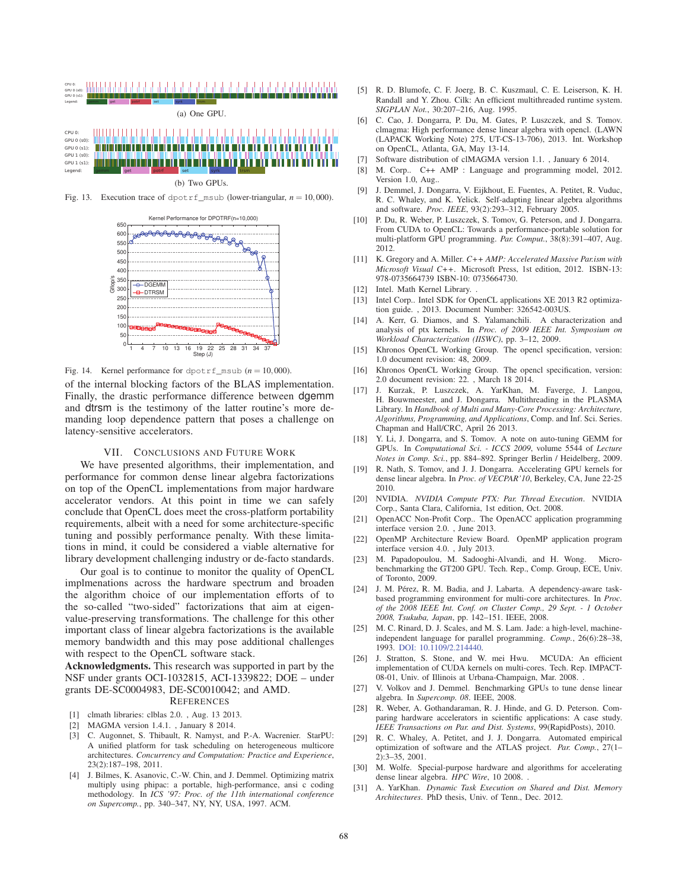CPU 0:
GPU 0 (s0):
GPU 0 (s1):
Legend: gemm get potrf set syrk trsm

(a) One GPU.

CPU 0:
GPU 0 (s0):
GPU 0 (s1):
GPU 1 (s0):
GPU 1 (s1):
Legend: gemm get potrf set syrk trsm

(b) Two GPUs.

Fig. 13. Execution trace of `dpotrf_msub` (lower-triangular, $n = 10,000$).

Kernel Performance for DPOTRF(n=10,000)

Gflop/s

650
600
550
500
450
400
350
300
250
200
150
100
50
0

DGEMM
DTRSM

1 4 7 10 13 16 19 22 25 28 31 34 37

Step (J)

Fig. 14. Kernel performance for `dpotrf_msub` ($n = 10,000$).

of the internal blocking factors of the BLAS implementation. Finally, the drastic performance difference between dgemm and dtrsm is the testimony of the latter routine's more demanding loop dependence pattern that poses a challenge on latency-sensitive accelerators.

## VII. Conclusions and Future Work

We have presented algorithms, their implementation, and performance for common dense linear algebra factorizations on top of the OpenCL implementations from major hardware accelerator vendors. At this point in time we can safely conclude that OpenCL does meet the cross-platform portability requirements, albeit with a need for some architecture-specific tuning and possibly performance penalty. With these limitations in mind, it could be considered a viable alternative for library development challenging industry or de-facto standards.

Our goal is to continue to monitor the quality of OpenCL implmenations across the hardware spectrum and broaden the algorithm choice of our implementation efforts of to the so-called "two-sided" factorizations that aim at eigenvalue-preserving transformations. The challenge for this other important class of linear algebra factorizations is the available memory bandwidth and this may pose additional challenges with respect to the OpenCL software stack.

**Acknowledgments.** This research was supported in part by the NSF under grants OCI-1032815, ACI-1339822; DOE – under grants DE-SC0004983, DE-SC0010042; and AMD.

## References

[1] clmath libraries: clblas 2.0. , Aug. 13 2013.

[2] MAGMA version 1.4.1. , January 8 2014.

[3] C. Augonnet, S. Thibault, R. Namyst, and P.-A. Wacrenier. StarPU: A unified platform for task scheduling on heterogeneous multicore architectures. *Concurrency and Computation: Practice and Experience*, 23(2):187–198, 2011.

[4] J. Bilmes, K. Asanovic, C.-W. Chin, and J. Demmel. Optimizing matrix multiply using phipac: a portable, high-performance, ansi c coding methodology. In *ICS '97: Proc. of the 11th international conference on Supercomp.*, pp. 340–347, NY, NY, USA, 1997. ACM.

[5] R. D. Blumofe, C. F. Joerg, B. C. Kuszmaul, C. E. Leiserson, K. H. Randall and Y. Zhou. Cilk: An efficient multithreaded runtime system. *SIGPLAN Not.*, 30:207–216, Aug. 1995.

[6] C. Cao, J. Dongarra, P. Du, M. Gates, P. Luszczek, and S. Tomov. clmagma: High performance dense linear algebra with opencl. (LAWN (LAPACK Working Note) 275, UT-CS-13-706), 2013. Int. Workshop on OpenCL, Atlanta, GA, May 13-14.

[7] Software distribution of clMAGMA version 1.1. , January 6 2014.

[8] M. Corp.. C++ AMP : Language and programming model, 2012. Version 1.0, Aug..

[9] J. Demmel, J. Dongarra, V. Eijkhout, E. Fuentes, A. Petitet, R. Vuduc, R. C. Whaley, and K. Yelick. Self-adapting linear algebra algorithms and software. *Proc. IEEE*, 93(2):293–312, February 2005.

[10] P. Du, R. Weber, P. Luszczek, S. Tomov, G. Peterson, and J. Dongarra. From CUDA to OpenCL: Towards a performance-portable solution for multi-platform GPU programming. *Par. Comput.*, 38(8):391–407, Aug. 2012.

[11] K. Gregory and A. Miller. *C++ AMP: Accelerated Massive Par.ism with Microsoft Visual C++*. Microsoft Press, 1st edition, 2012. ISBN-13: 978-0735664739 ISBN-10: 0735664730.

[12] Intel. Math Kernel Library. .

[13] Intel Corp.. Intel SDK for OpenCL applications XE 2013 R2 optimization guide. , 2013. Document Number: 326542-003US.

[14] A. Kerr, G. Diamos, and S. Yalamanchili. A characterization and analysis of ptx kernels. In *Proc. of 2009 IEEE Int. Symposium on Workload Characterization (IISWC)*, pp. 3–12, 2009.

[15] Khronos OpenCL Working Group. The opencl specification, version: 1.0 document revision: 48, 2009.

[16] Khronos OpenCL Working Group. The opencl specification, version: 2.0 document revision: 22. , March 18 2014.

[17] J. Kurzak, P. Luszczek, A. YarKhan, M. Faverge, J. Langou, H. Bouwmeester, and J. Dongarra. Multithreading in the PLASMA Library. In *Handbook of Multi and Many-Core Processing: Architecture, Algorithms, Programming, and Applications*, Comp. and Inf. Sci. Series. Chapman and Hall/CRC, April 26 2013.

[18] Y. Li, J. Dongarra, and S. Tomov. A note on auto-tuning GEMM for GPUs. In *Computational Sci. - ICCS 2009*, volume 5544 of *Lecture Notes in Comp. Sci.*, pp. 884–892. Springer Berlin / Heidelberg, 2009.

[19] R. Nath, S. Tomov, and J. J. Dongarra. Accelerating GPU kernels for dense linear algebra. In *Proc. of VECPAR'10*, Berkeley, CA, June 22-25 2010.

[20] NVIDIA. *NVIDIA Compute PTX: Par. Thread Execution*. NVIDIA Corp., Santa Clara, California, 1st edition, Oct. 2008.

[21] OpenACC Non-Profit Corp.. The OpenACC application programming interface version 2.0. , June 2013.

[22] OpenMP Architecture Review Board. OpenMP application program interface version 4.0. , July 2013.

[23] M. Papadopoulou, M. Sadooghi-Alvandi, and H. Wong. Microbenchmarking the GT200 GPU. Tech. Rep., Comp. Group, ECE, Univ. of Toronto, 2009.

[24] J. M. Pérez, R. M. Badia, and J. Labarta. A dependency-aware task-based programming environment for multi-core architectures. In *Proc. of the 2008 IEEE Int. Conf. on Cluster Comp., 29 Sept. - 1 October 2008, Tsukuba, Japan*, pp. 142–151. IEEE, 2008.

[25] M. C. Rinard, D. J. Scales, and M. S. Lam. Jade: a high-level, machine-independent language for parallel programming. *Comp.*, 26(6):28–38, 1993. DOI: 10.1109/2.214440.

[26] J. Stratton, S. Stone, and W. mei Hwu. MCUDA: An efficient implementation of CUDA kernels on multi-cores. Tech. Rep. IMPACT-08-01, Univ. of Illinois at Urbana-Champaign, Mar. 2008. .

[27] V. Volkov and J. Demmel. Benchmarking GPUs to tune dense linear algebra. In *Supercomp. 08*. IEEE, 2008.

[28] R. Weber, A. Gothandaraman, R. J. Hinde, and G. D. Peterson. Comparing hardware accelerators in scientific applications: A case study. *IEEE Transactions on Par. and Dist. Systems*, 99(RapidPosts), 2010.

[29] R. C. Whaley, A. Petitet, and J. J. Dongarra. Automated empirical optimization of software and the ATLAS project. *Par. Comp.*, 27(1–2):3–35, 2001.

[30] M. Wolfe. Special-purpose hardware and algorithms for accelerating dense linear algebra. *HPC Wire*, 10 2008. .

[31] A. YarKhan. *Dynamic Task Execution on Shared and Dist. Memory Architectures*. PhD thesis, Univ. of Tenn., Dec. 2012.